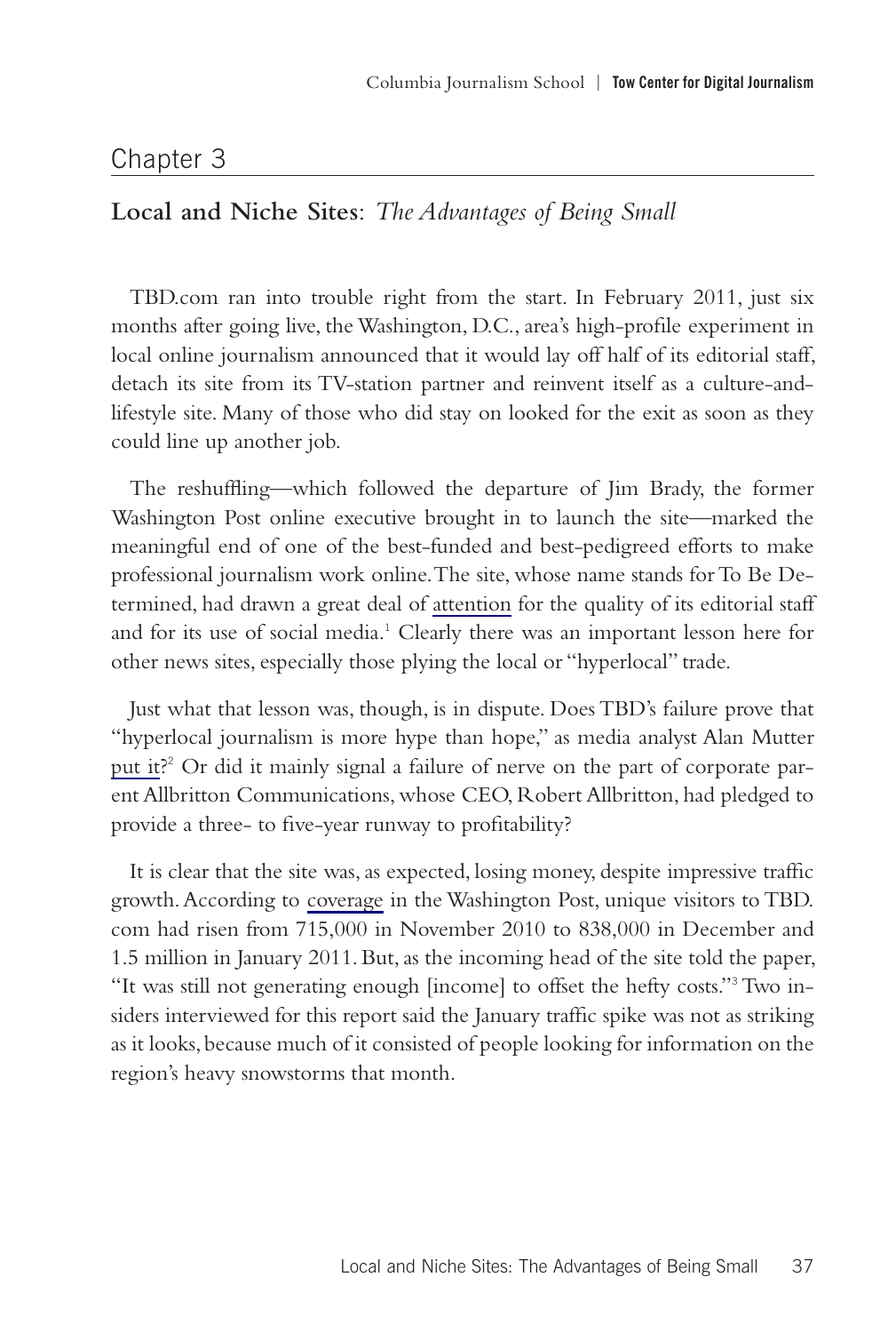## Chapter 3

### **Local and Niche Sites**: *The Advantages of Being Small*

TBD.com ran into trouble right from the start. In February 2011, just six months after going live, the Washington, D.C., area's high-profile experiment in local online journalism announced that it would lay off half of its editorial staff, detach its site from its TV-station partner and reinvent itself as a culture-and-lifestyle site. Many of those who did stay on looked for the exit as soon as they could line up another job.

The reshuffling—which followed the departure of Jim Brady, the former Washington Post online executive brought in to launch the site—marked the meaningful end of one of the best-funded and best-pedigreed efforts to make professional journalism work online. The site, whose name stands for To Be Determined, had drawn a great deal of attention for the quality of its editorial staff and for its use of social media.[1] Clearly there was an important lesson here for other news sites, especially those plying the local or "hyperlocal" trade.

Just what that lesson was, though, is in dispute. Does TBD's failure prove that "hyperlocal journalism is more hype than hope," as media analyst Alan Mutter put it?[2] Or did it mainly signal a failure of nerve on the part of corporate parent Allbritton Communications, whose CEO, Robert Allbritton, had pledged to provide a three- to five-year runway to profitability?

It is clear that the site was, as expected, losing money, despite impressive traffic growth. According to coverage in the Washington Post, unique visitors to TBD.com had risen from 715,000 in November 2010 to 838,000 in December and 1.5 million in January 2011. But, as the incoming head of the site told the paper, "It was still not generating enough [income] to offset the hefty costs."[3] Two insiders interviewed for this report said the January traffic spike was not as striking as it looks, because much of it consisted of people looking for information on the region's heavy snowstorms that month.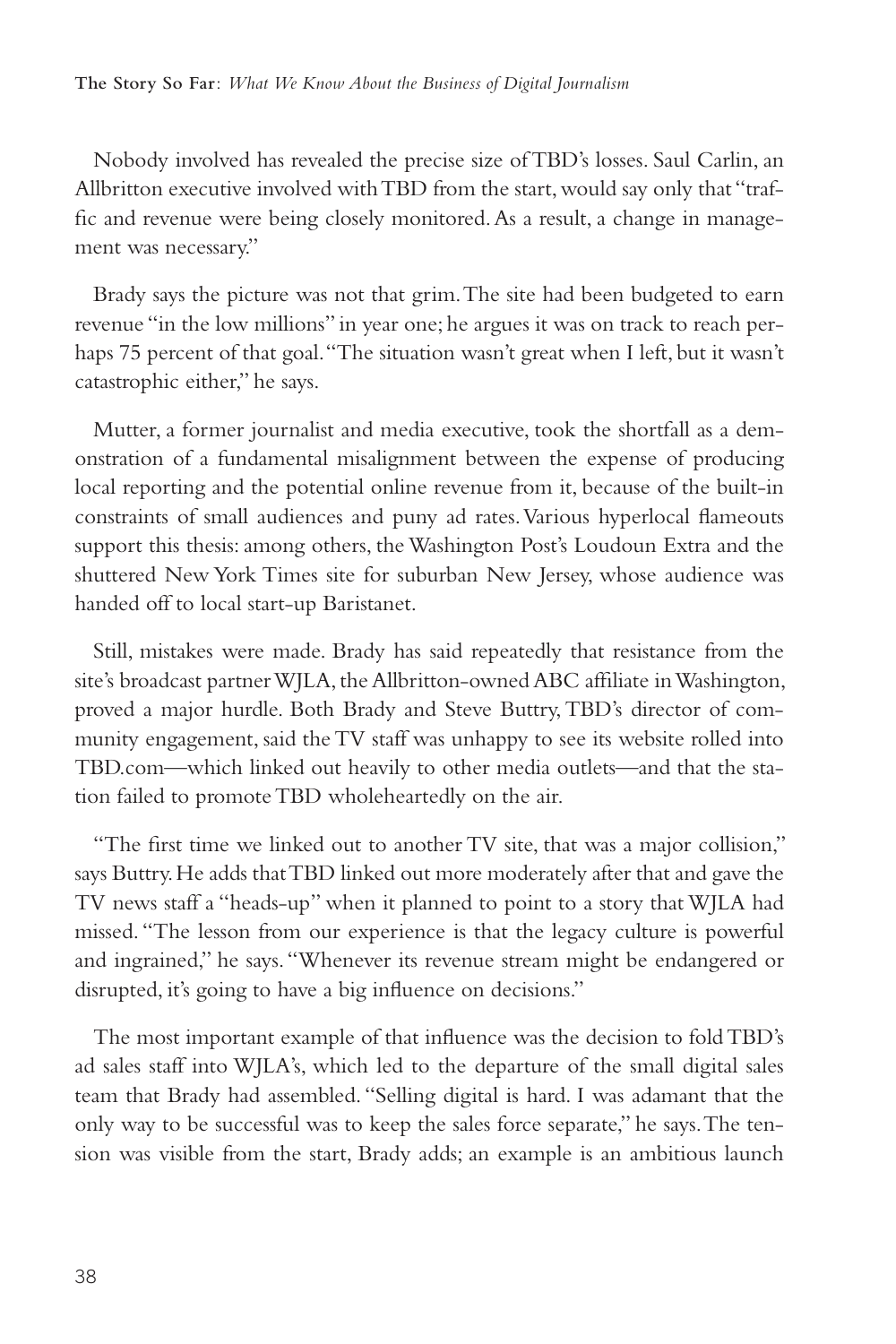Nobody involved has revealed the precise size of TBD's losses. Saul Carlin, an Allbritton executive involved with TBD from the start, would say only that "traffic and revenue were being closely monitored. As a result, a change in management was necessary."

Brady says the picture was not that grim. The site had been budgeted to earn revenue "in the low millions" in year one; he argues it was on track to reach perhaps 75 percent of that goal. "The situation wasn't great when I left, but it wasn't catastrophic either," he says.

Mutter, a former journalist and media executive, took the shortfall as a demonstration of a fundamental misalignment between the expense of producing local reporting and the potential online revenue from it, because of the built-in constraints of small audiences and puny ad rates. Various hyperlocal flameouts support this thesis: among others, the Washington Post's Loudoun Extra and the shuttered New York Times site for suburban New Jersey, whose audience was handed off to local start-up Baristanet.

Still, mistakes were made. Brady has said repeatedly that resistance from the site's broadcast partner WJLA, the Allbritton-owned ABC affiliate in Washington, proved a major hurdle. Both Brady and Steve Buttry, TBD's director of community engagement, said the TV staff was unhappy to see its website rolled into TBD.com—which linked out heavily to other media outlets—and that the station failed to promote TBD wholeheartedly on the air.

"The first time we linked out to another TV site, that was a major collision," says Buttry. He adds that TBD linked out more moderately after that and gave the TV news staff a "heads-up" when it planned to point to a story that WJLA had missed. "The lesson from our experience is that the legacy culture is powerful and ingrained," he says. "Whenever its revenue stream might be endangered or disrupted, it's going to have a big influence on decisions."

The most important example of that influence was the decision to fold TBD's ad sales staff into WJLA's, which led to the departure of the small digital sales team that Brady had assembled. "Selling digital is hard. I was adamant that the only way to be successful was to keep the sales force separate," he says. The tension was visible from the start, Brady adds; an example is an ambitious launch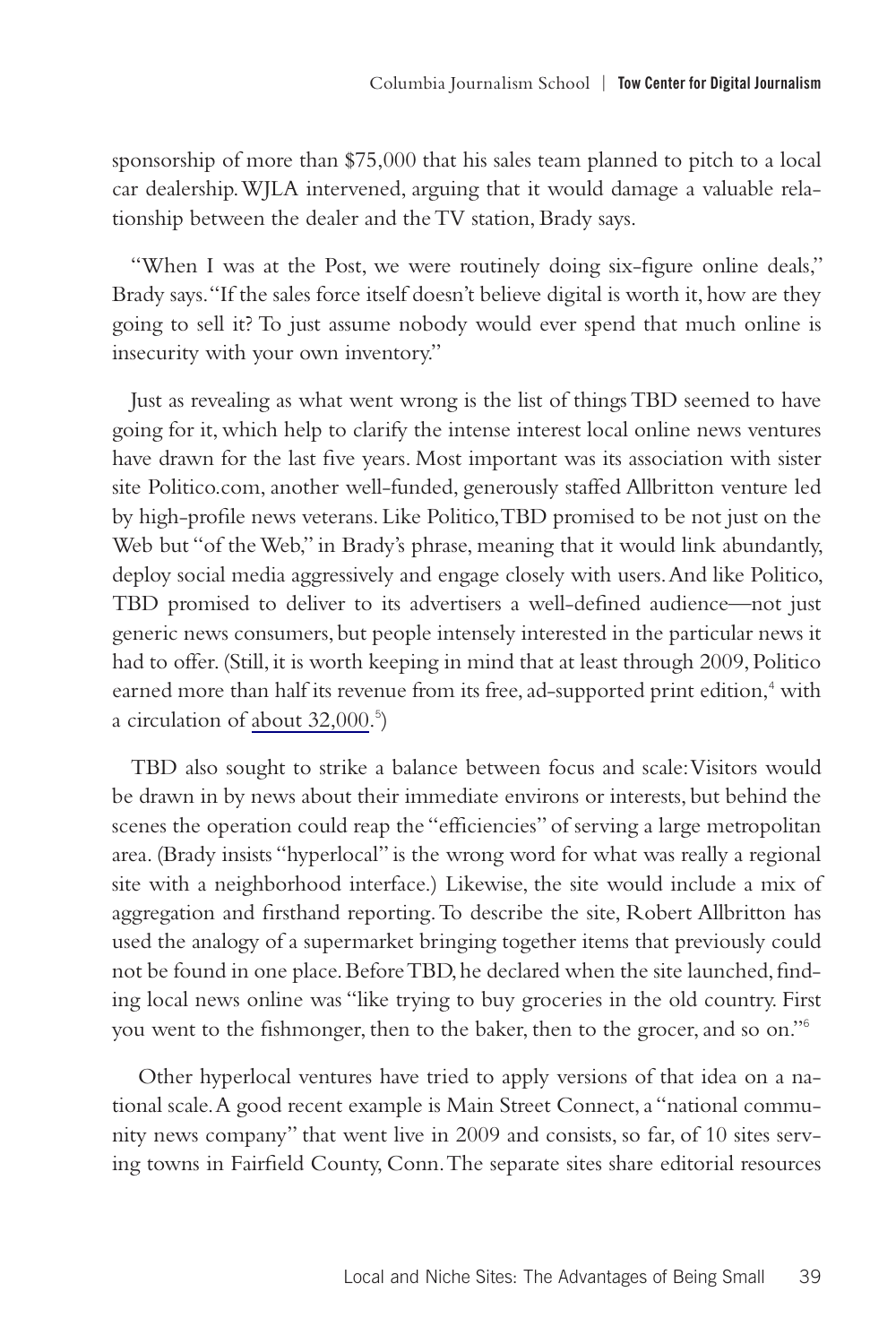sponsorship of more than $75,000 that his sales team planned to pitch to a local car dealership. WJLA intervened, arguing that it would damage a valuable relationship between the dealer and the TV station, Brady says.

"When I was at the Post, we were routinely doing six-figure online deals," Brady says. "If the sales force itself doesn't believe digital is worth it, how are they going to sell it? To just assume nobody would ever spend that much online is insecurity with your own inventory."

Just as revealing as what went wrong is the list of things TBD seemed to have going for it, which help to clarify the intense interest local online news ventures have drawn for the last five years. Most important was its association with sister site Politico.com, another well-funded, generously staffed Allbritton venture led by high-profile news veterans. Like Politico, TBD promised to be not just on the Web but "of the Web," in Brady's phrase, meaning that it would link abundantly, deploy social media aggressively and engage closely with users. And like Politico, TBD promised to deliver to its advertisers a well-defined audience—not just generic news consumers, but people intensely interested in the particular news it had to offer. (Still, it is worth keeping in mind that at least through 2009, Politico earned more than half its revenue from its free, ad-supported print edition,[4] with a circulation of about 32,000.[5])

TBD also sought to strike a balance between focus and scale: Visitors would be drawn in by news about their immediate environs or interests, but behind the scenes the operation could reap the "efficiencies" of serving a large metropolitan area. (Brady insists "hyperlocal" is the wrong word for what was really a regional site with a neighborhood interface.) Likewise, the site would include a mix of aggregation and firsthand reporting. To describe the site, Robert Allbritton has used the analogy of a supermarket bringing together items that previously could not be found in one place. Before TBD, he declared when the site launched, finding local news online was "like trying to buy groceries in the old country. First you went to the fishmonger, then to the baker, then to the grocer, and so on."[6]

Other hyperlocal ventures have tried to apply versions of that idea on a national scale. A good recent example is Main Street Connect, a "national community news company" that went live in 2009 and consists, so far, of 10 sites serving towns in Fairfield County, Conn. The separate sites share editorial resources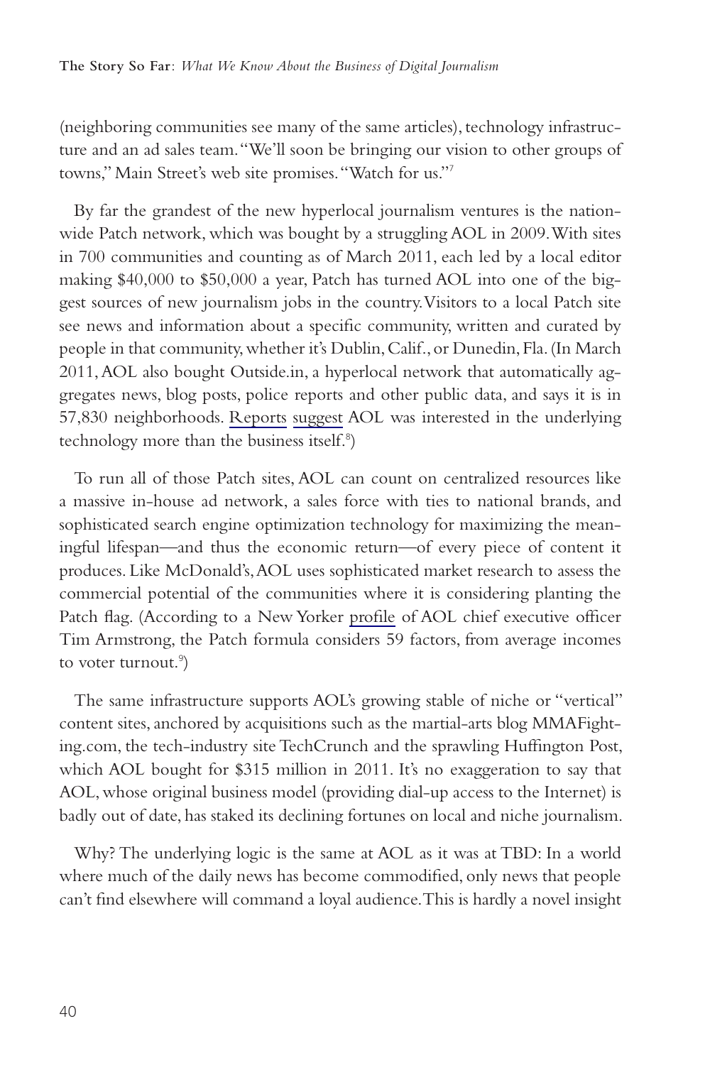(neighboring communities see many of the same articles), technology infrastructure and an ad sales team. "We'll soon be bringing our vision to other groups of towns," Main Street's web site promises. "Watch for us."[7]

By far the grandest of the new hyperlocal journalism ventures is the nationwide Patch network, which was bought by a struggling AOL in 2009. With sites in 700 communities and counting as of March 2011, each led by a local editor making $40,000 to $50,000 a year, Patch has turned AOL into one of the biggest sources of new journalism jobs in the country. Visitors to a local Patch site see news and information about a specific community, written and curated by people in that community, whether it's Dublin, Calif., or Dunedin, Fla. (In March 2011, AOL also bought Outside.in, a hyperlocal network that automatically aggregates news, blog posts, police reports and other public data, and says it is in 57,830 neighborhoods. Reports suggest AOL was interested in the underlying technology more than the business itself.[8])

To run all of those Patch sites, AOL can count on centralized resources like a massive in-house ad network, a sales force with ties to national brands, and sophisticated search engine optimization technology for maximizing the meaningful lifespan—and thus the economic return—of every piece of content it produces. Like McDonald's, AOL uses sophisticated market research to assess the commercial potential of the communities where it is considering planting the Patch flag. (According to a New Yorker profile of AOL chief executive officer Tim Armstrong, the Patch formula considers 59 factors, from average incomes to voter turnout.[9])

The same infrastructure supports AOL's growing stable of niche or "vertical" content sites, anchored by acquisitions such as the martial-arts blog MMAFighting.com, the tech-industry site TechCrunch and the sprawling Huffington Post, which AOL bought for $315 million in 2011. It's no exaggeration to say that AOL, whose original business model (providing dial-up access to the Internet) is badly out of date, has staked its declining fortunes on local and niche journalism.

Why? The underlying logic is the same at AOL as it was at TBD: In a world where much of the daily news has become commodified, only news that people can't find elsewhere will command a loyal audience. This is hardly a novel insight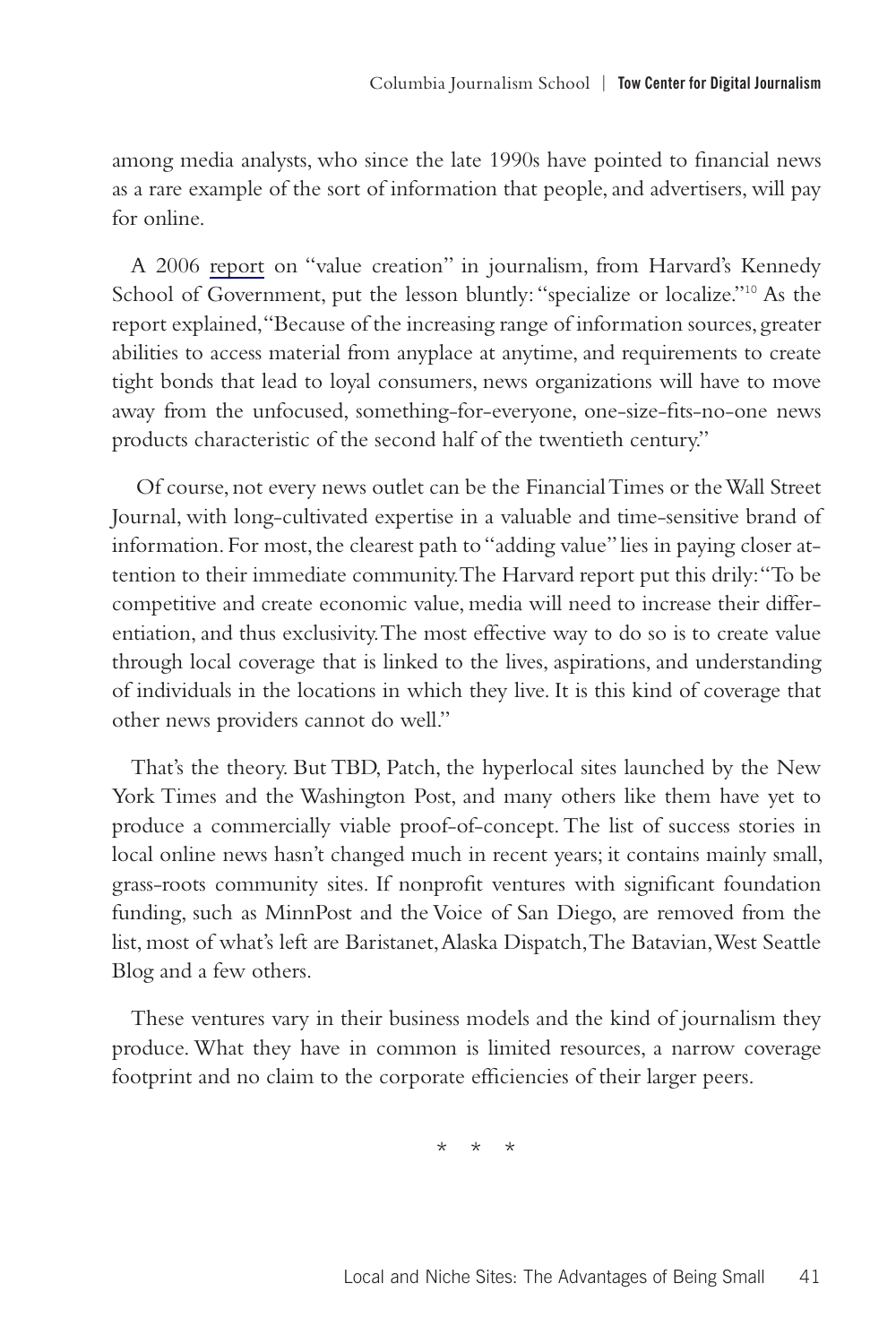among media analysts, who since the late 1990s have pointed to financial news as a rare example of the sort of information that people, and advertisers, will pay for online.

A 2006 report on "value creation" in journalism, from Harvard's Kennedy School of Government, put the lesson bluntly: "specialize or localize."[10] As the report explained, "Because of the increasing range of information sources, greater abilities to access material from anyplace at anytime, and requirements to create tight bonds that lead to loyal consumers, news organizations will have to move away from the unfocused, something-for-everyone, one-size-fits-no-one news products characteristic of the second half of the twentieth century."

Of course, not every news outlet can be the Financial Times or the Wall Street Journal, with long-cultivated expertise in a valuable and time-sensitive brand of information. For most, the clearest path to "adding value" lies in paying closer attention to their immediate community. The Harvard report put this drily: "To be competitive and create economic value, media will need to increase their differentiation, and thus exclusivity. The most effective way to do so is to create value through local coverage that is linked to the lives, aspirations, and understanding of individuals in the locations in which they live. It is this kind of coverage that other news providers cannot do well."

That's the theory. But TBD, Patch, the hyperlocal sites launched by the New York Times and the Washington Post, and many others like them have yet to produce a commercially viable proof-of-concept. The list of success stories in local online news hasn't changed much in recent years; it contains mainly small, grass-roots community sites. If nonprofit ventures with significant foundation funding, such as MinnPost and the Voice of San Diego, are removed from the list, most of what's left are Baristanet, Alaska Dispatch, The Batavian, West Seattle Blog and a few others.

These ventures vary in their business models and the kind of journalism they produce. What they have in common is limited resources, a narrow coverage footprint and no claim to the corporate efficiencies of their larger peers.

\* \* \*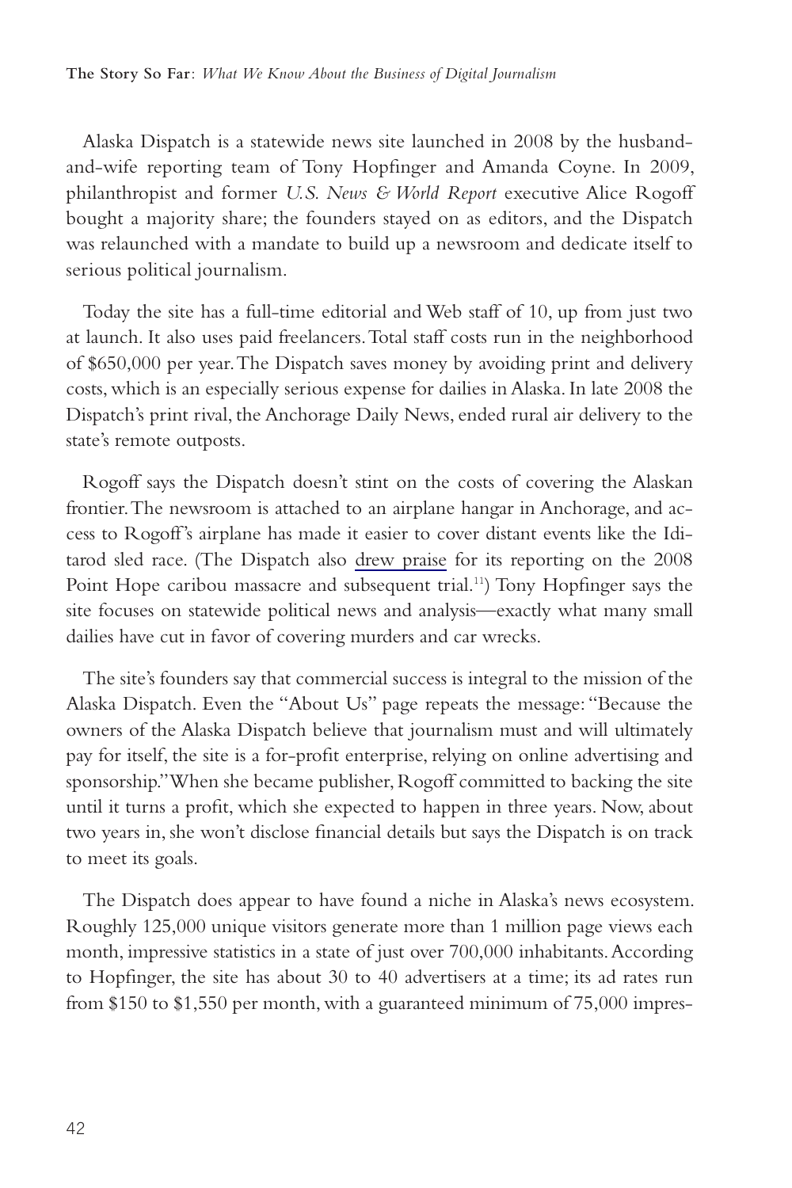Alaska Dispatch is a statewide news site launched in 2008 by the husband-and-wife reporting team of Tony Hopfinger and Amanda Coyne. In 2009, philanthropist and former *U.S. News & World Report* executive Alice Rogoff bought a majority share; the founders stayed on as editors, and the Dispatch was relaunched with a mandate to build up a newsroom and dedicate itself to serious political journalism.

Today the site has a full-time editorial and Web staff of 10, up from just two at launch. It also uses paid freelancers. Total staff costs run in the neighborhood of $650,000 per year. The Dispatch saves money by avoiding print and delivery costs, which is an especially serious expense for dailies in Alaska. In late 2008 the Dispatch's print rival, the Anchorage Daily News, ended rural air delivery to the state's remote outposts.

Rogoff says the Dispatch doesn't stint on the costs of covering the Alaskan frontier. The newsroom is attached to an airplane hangar in Anchorage, and access to Rogoff's airplane has made it easier to cover distant events like the Iditarod sled race. (The Dispatch also drew praise for its reporting on the 2008 Point Hope caribou massacre and subsequent trial.[11]) Tony Hopfinger says the site focuses on statewide political news and analysis—exactly what many small dailies have cut in favor of covering murders and car wrecks.

The site's founders say that commercial success is integral to the mission of the Alaska Dispatch. Even the "About Us" page repeats the message: "Because the owners of the Alaska Dispatch believe that journalism must and will ultimately pay for itself, the site is a for-profit enterprise, relying on online advertising and sponsorship." When she became publisher, Rogoff committed to backing the site until it turns a profit, which she expected to happen in three years. Now, about two years in, she won't disclose financial details but says the Dispatch is on track to meet its goals.

The Dispatch does appear to have found a niche in Alaska's news ecosystem. Roughly 125,000 unique visitors generate more than 1 million page views each month, impressive statistics in a state of just over 700,000 inhabitants. According to Hopfinger, the site has about 30 to 40 advertisers at a time; its ad rates run from $150 to $1,550 per month, with a guaranteed minimum of 75,000 impres-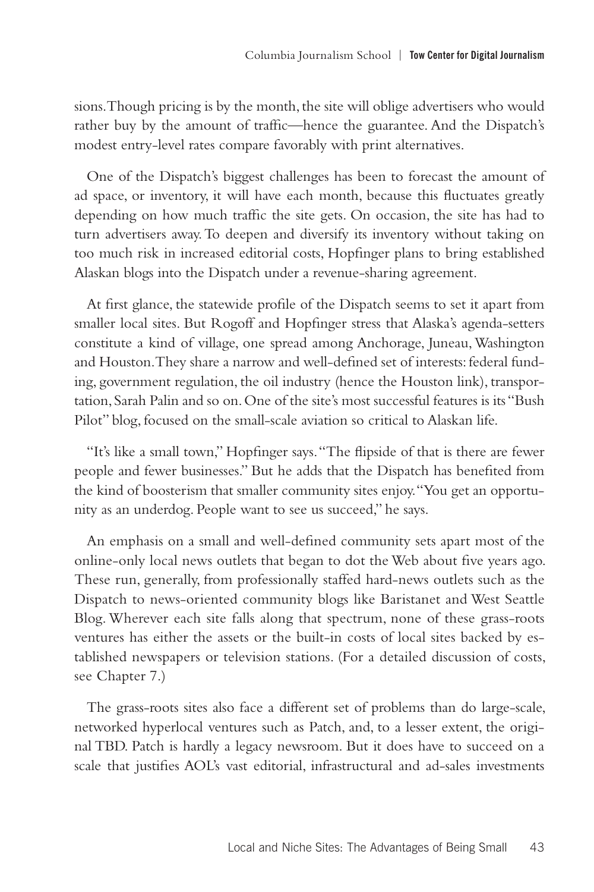sions. Though pricing is by the month, the site will oblige advertisers who would rather buy by the amount of traffic—hence the guarantee. And the Dispatch's modest entry-level rates compare favorably with print alternatives.

One of the Dispatch's biggest challenges has been to forecast the amount of ad space, or inventory, it will have each month, because this fluctuates greatly depending on how much traffic the site gets. On occasion, the site has had to turn advertisers away. To deepen and diversify its inventory without taking on too much risk in increased editorial costs, Hopfinger plans to bring established Alaskan blogs into the Dispatch under a revenue-sharing agreement.

At first glance, the statewide profile of the Dispatch seems to set it apart from smaller local sites. But Rogoff and Hopfinger stress that Alaska's agenda-setters constitute a kind of village, one spread among Anchorage, Juneau, Washington and Houston. They share a narrow and well-defined set of interests: federal funding, government regulation, the oil industry (hence the Houston link), transportation, Sarah Palin and so on. One of the site's most successful features is its "Bush Pilot" blog, focused on the small-scale aviation so critical to Alaskan life.

"It's like a small town," Hopfinger says. "The flipside of that is there are fewer people and fewer businesses." But he adds that the Dispatch has benefited from the kind of boosterism that smaller community sites enjoy. "You get an opportunity as an underdog. People want to see us succeed," he says.

An emphasis on a small and well-defined community sets apart most of the online-only local news outlets that began to dot the Web about five years ago. These run, generally, from professionally staffed hard-news outlets such as the Dispatch to news-oriented community blogs like Baristanet and West Seattle Blog. Wherever each site falls along that spectrum, none of these grass-roots ventures has either the assets or the built-in costs of local sites backed by established newspapers or television stations. (For a detailed discussion of costs, see Chapter 7.)

The grass-roots sites also face a different set of problems than do large-scale, networked hyperlocal ventures such as Patch, and, to a lesser extent, the original TBD. Patch is hardly a legacy newsroom. But it does have to succeed on a scale that justifies AOL's vast editorial, infrastructural and ad-sales investments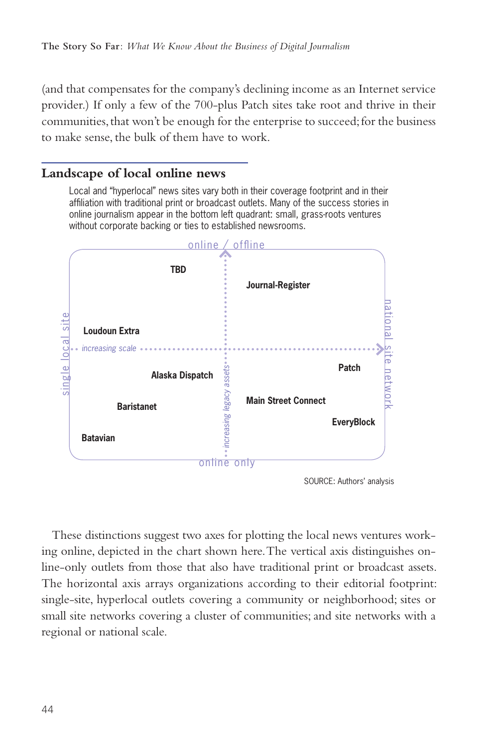(and that compensates for the company's declining income as an Internet service provider.) If only a few of the 700-plus Patch sites take root and thrive in their communities, that won't be enough for the enterprise to succeed; for the business to make sense, the bulk of them have to work.

## Landscape of local online news

Local and "hyperlocal" news sites vary both in their coverage footprint and in their affiliation with traditional print or broadcast outlets. Many of the success stories in online journalism appear in the bottom left quadrant: small, grass-roots ventures without corporate backing or ties to established newsrooms.

online / offline

TBD

Journal-Register

single local site

Loudoun Extra

increasing scale

national site network

Patch

Alaska Dispatch

increasing legacy assets

Main Street Connect

Baristanet

EveryBlock

Batavian

online only

SOURCE: Authors' analysis

These distinctions suggest two axes for plotting the local news ventures working online, depicted in the chart shown here. The vertical axis distinguishes online-only outlets from those that also have traditional print or broadcast assets. The horizontal axis arrays organizations according to their editorial footprint: single-site, hyperlocal outlets covering a community or neighborhood; sites or small site networks covering a cluster of communities; and site networks with a regional or national scale.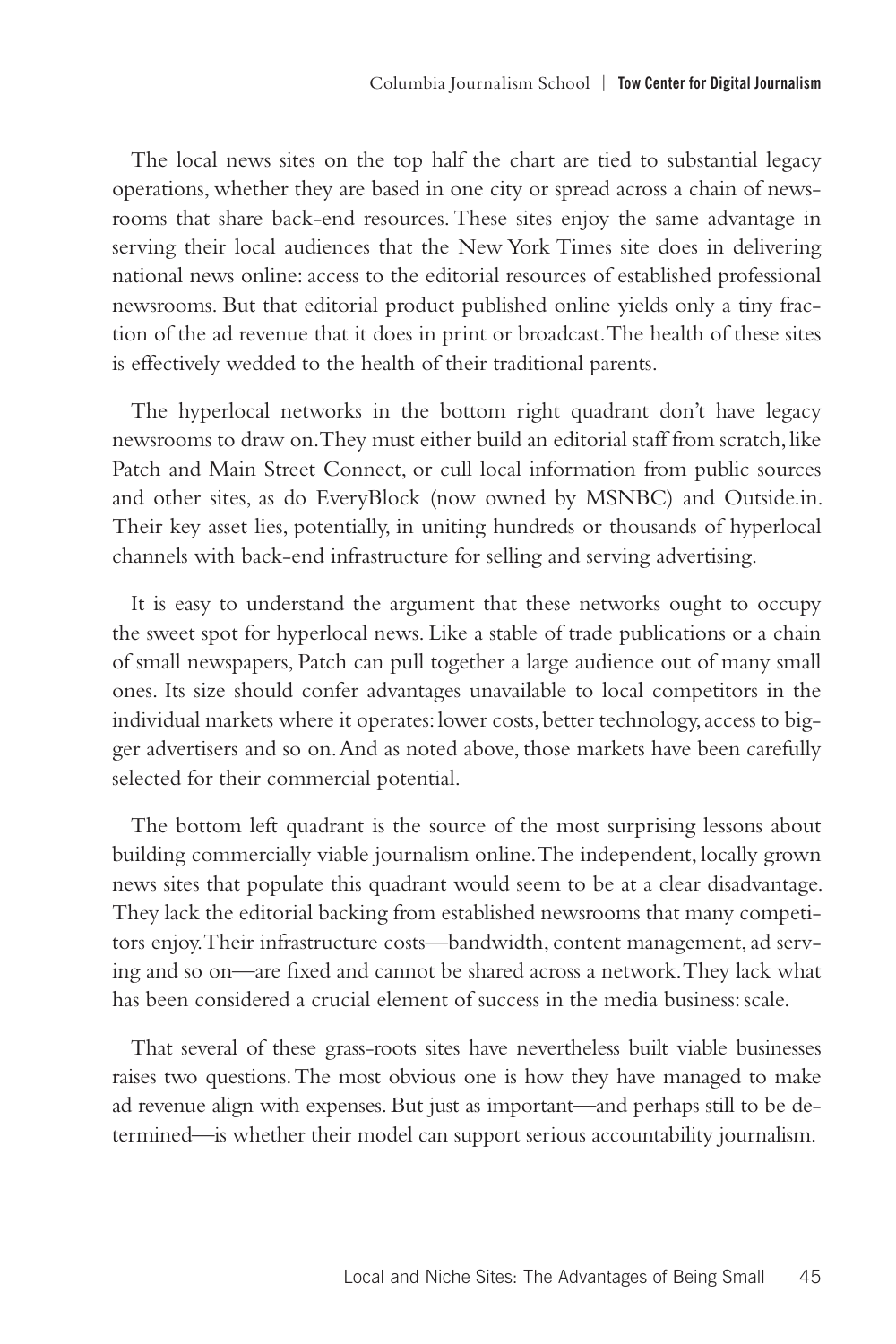The local news sites on the top half the chart are tied to substantial legacy operations, whether they are based in one city or spread across a chain of newsrooms that share back-end resources. These sites enjoy the same advantage in serving their local audiences that the New York Times site does in delivering national news online: access to the editorial resources of established professional newsrooms. But that editorial product published online yields only a tiny fraction of the ad revenue that it does in print or broadcast. The health of these sites is effectively wedded to the health of their traditional parents.

The hyperlocal networks in the bottom right quadrant don't have legacy newsrooms to draw on. They must either build an editorial staff from scratch, like Patch and Main Street Connect, or cull local information from public sources and other sites, as do EveryBlock (now owned by MSNBC) and Outside.in. Their key asset lies, potentially, in uniting hundreds or thousands of hyperlocal channels with back-end infrastructure for selling and serving advertising.

It is easy to understand the argument that these networks ought to occupy the sweet spot for hyperlocal news. Like a stable of trade publications or a chain of small newspapers, Patch can pull together a large audience out of many small ones. Its size should confer advantages unavailable to local competitors in the individual markets where it operates: lower costs, better technology, access to bigger advertisers and so on. And as noted above, those markets have been carefully selected for their commercial potential.

The bottom left quadrant is the source of the most surprising lessons about building commercially viable journalism online. The independent, locally grown news sites that populate this quadrant would seem to be at a clear disadvantage. They lack the editorial backing from established newsrooms that many competitors enjoy. Their infrastructure costs—bandwidth, content management, ad serving and so on—are fixed and cannot be shared across a network. They lack what has been considered a crucial element of success in the media business: scale.

That several of these grass-roots sites have nevertheless built viable businesses raises two questions. The most obvious one is how they have managed to make ad revenue align with expenses. But just as important—and perhaps still to be determined—is whether their model can support serious accountability journalism.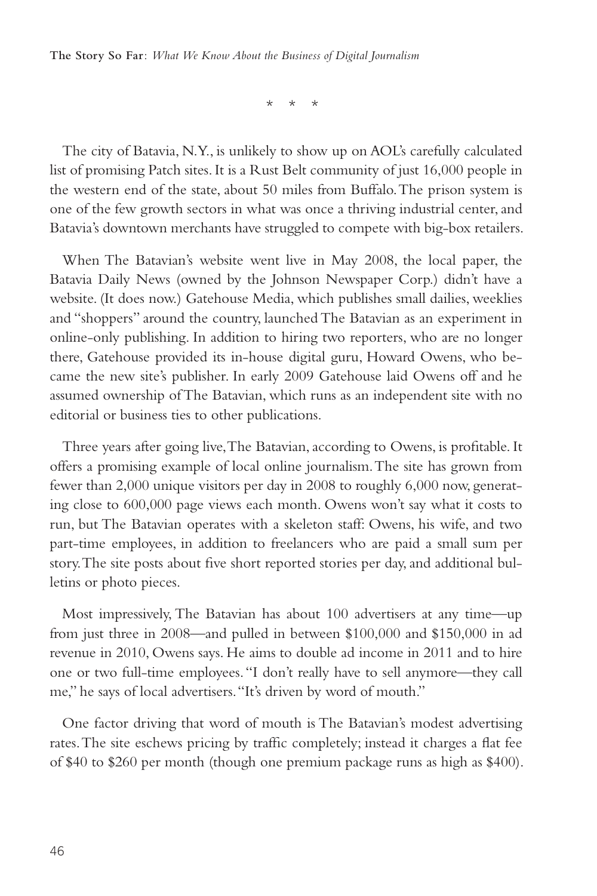\* \* \*

The city of Batavia, N.Y., is unlikely to show up on AOL's carefully calculated list of promising Patch sites. It is a Rust Belt community of just 16,000 people in the western end of the state, about 50 miles from Buffalo. The prison system is one of the few growth sectors in what was once a thriving industrial center, and Batavia's downtown merchants have struggled to compete with big-box retailers.

When The Batavian's website went live in May 2008, the local paper, the Batavia Daily News (owned by the Johnson Newspaper Corp.) didn't have a website. (It does now.) Gatehouse Media, which publishes small dailies, weeklies and "shoppers" around the country, launched The Batavian as an experiment in online-only publishing. In addition to hiring two reporters, who are no longer there, Gatehouse provided its in-house digital guru, Howard Owens, who became the new site's publisher. In early 2009 Gatehouse laid Owens off and he assumed ownership of The Batavian, which runs as an independent site with no editorial or business ties to other publications.

Three years after going live, The Batavian, according to Owens, is profitable. It offers a promising example of local online journalism. The site has grown from fewer than 2,000 unique visitors per day in 2008 to roughly 6,000 now, generating close to 600,000 page views each month. Owens won't say what it costs to run, but The Batavian operates with a skeleton staff: Owens, his wife, and two part-time employees, in addition to freelancers who are paid a small sum per story. The site posts about five short reported stories per day, and additional bulletins or photo pieces.

Most impressively, The Batavian has about 100 advertisers at any time—up from just three in 2008—and pulled in between \$100,000 and \$150,000 in ad revenue in 2010, Owens says. He aims to double ad income in 2011 and to hire one or two full-time employees. "I don't really have to sell anymore—they call me," he says of local advertisers. "It's driven by word of mouth."

One factor driving that word of mouth is The Batavian's modest advertising rates. The site eschews pricing by traffic completely; instead it charges a flat fee of \$40 to \$260 per month (though one premium package runs as high as \$400).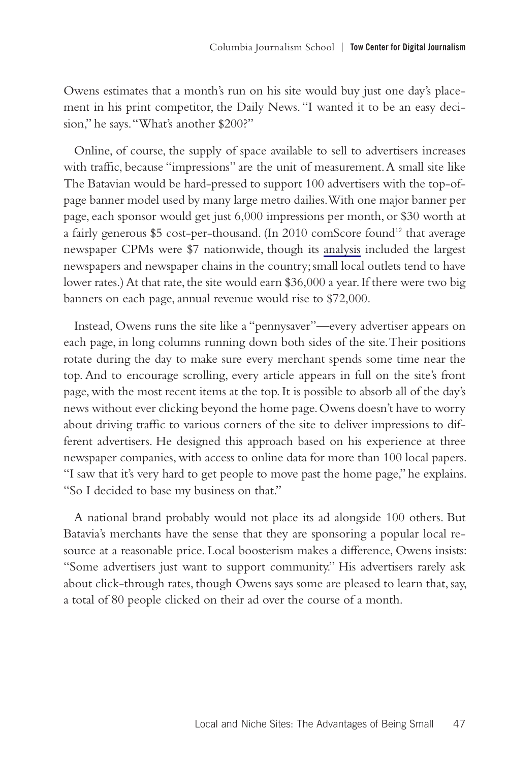Owens estimates that a month's run on his site would buy just one day's placement in his print competitor, the Daily News. "I wanted it to be an easy decision," he says. "What's another $200?"

Online, of course, the supply of space available to sell to advertisers increases with traffic, because "impressions" are the unit of measurement. A small site like The Batavian would be hard-pressed to support 100 advertisers with the top-of-page banner model used by many large metro dailies. With one major banner per page, each sponsor would get just 6,000 impressions per month, or $30 worth at a fairly generous $5 cost-per-thousand. (In 2010 comScore found[12] that average newspaper CPMs were $7 nationwide, though its analysis included the largest newspapers and newspaper chains in the country; small local outlets tend to have lower rates.) At that rate, the site would earn $36,000 a year. If there were two big banners on each page, annual revenue would rise to $72,000.

Instead, Owens runs the site like a "pennysaver"—every advertiser appears on each page, in long columns running down both sides of the site. Their positions rotate during the day to make sure every merchant spends some time near the top. And to encourage scrolling, every article appears in full on the site's front page, with the most recent items at the top. It is possible to absorb all of the day's news without ever clicking beyond the home page. Owens doesn't have to worry about driving traffic to various corners of the site to deliver impressions to different advertisers. He designed this approach based on his experience at three newspaper companies, with access to online data for more than 100 local papers. "I saw that it's very hard to get people to move past the home page," he explains. "So I decided to base my business on that."

A national brand probably would not place its ad alongside 100 others. But Batavia's merchants have the sense that they are sponsoring a popular local resource at a reasonable price. Local boosterism makes a difference, Owens insists: "Some advertisers just want to support community." His advertisers rarely ask about click-through rates, though Owens says some are pleased to learn that, say, a total of 80 people clicked on their ad over the course of a month.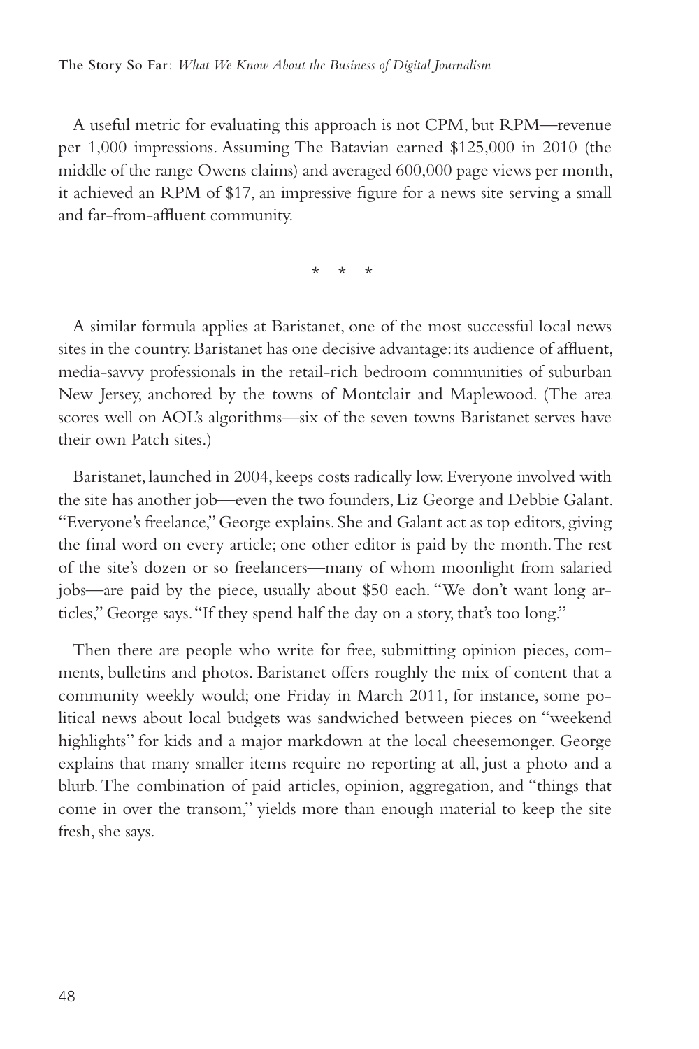A useful metric for evaluating this approach is not CPM, but RPM—revenue per 1,000 impressions. Assuming The Batavian earned $125,000 in 2010 (the middle of the range Owens claims) and averaged 600,000 page views per month, it achieved an RPM of $17, an impressive figure for a news site serving a small and far-from-affluent community.

\* \* \*

A similar formula applies at Baristanet, one of the most successful local news sites in the country. Baristanet has one decisive advantage: its audience of affluent, media-savvy professionals in the retail-rich bedroom communities of suburban New Jersey, anchored by the towns of Montclair and Maplewood. (The area scores well on AOL's algorithms—six of the seven towns Baristanet serves have their own Patch sites.)

Baristanet, launched in 2004, keeps costs radically low. Everyone involved with the site has another job—even the two founders, Liz George and Debbie Galant. "Everyone's freelance," George explains. She and Galant act as top editors, giving the final word on every article; one other editor is paid by the month. The rest of the site's dozen or so freelancers—many of whom moonlight from salaried jobs—are paid by the piece, usually about $50 each. "We don't want long articles," George says. "If they spend half the day on a story, that's too long."

Then there are people who write for free, submitting opinion pieces, comments, bulletins and photos. Baristanet offers roughly the mix of content that a community weekly would; one Friday in March 2011, for instance, some political news about local budgets was sandwiched between pieces on "weekend highlights" for kids and a major markdown at the local cheesemonger. George explains that many smaller items require no reporting at all, just a photo and a blurb. The combination of paid articles, opinion, aggregation, and "things that come in over the transom," yields more than enough material to keep the site fresh, she says.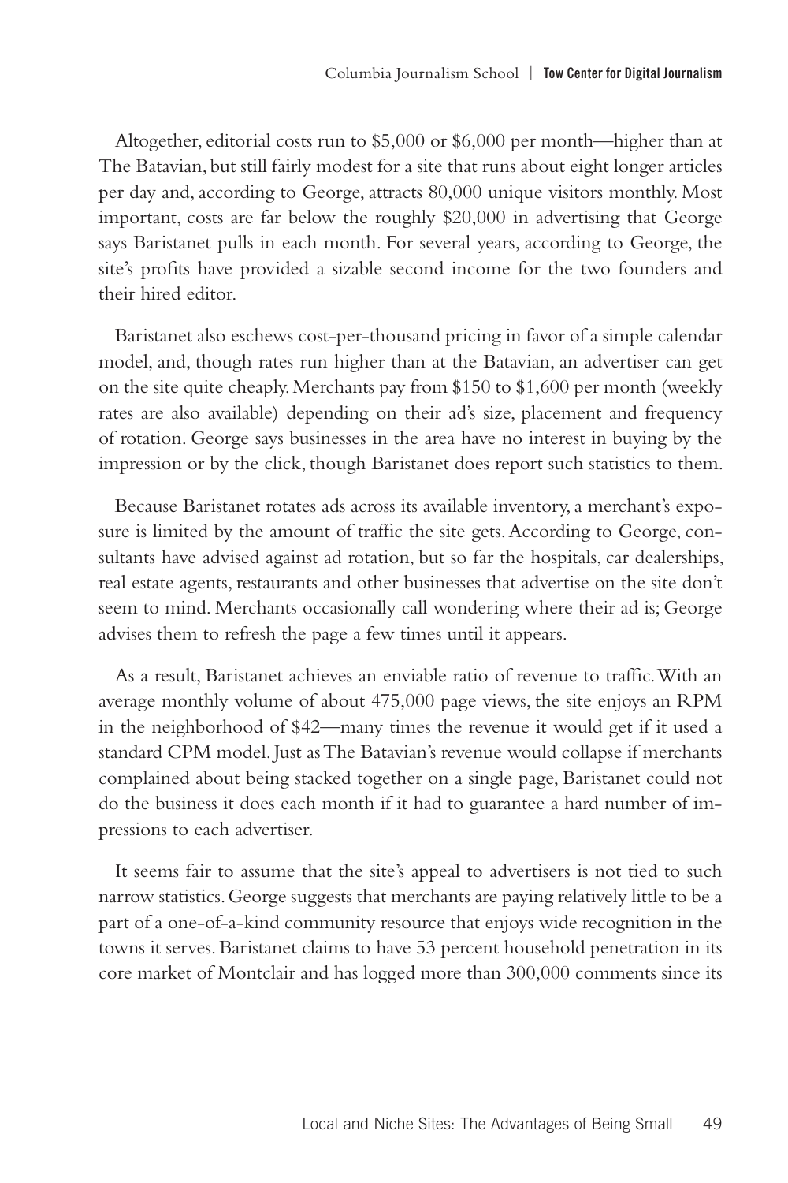Altogether, editorial costs run to $5,000 or $6,000 per month—higher than at The Batavian, but still fairly modest for a site that runs about eight longer articles per day and, according to George, attracts 80,000 unique visitors monthly. Most important, costs are far below the roughly $20,000 in advertising that George says Baristanet pulls in each month. For several years, according to George, the site's profits have provided a sizable second income for the two founders and their hired editor.

Baristanet also eschews cost-per-thousand pricing in favor of a simple calendar model, and, though rates run higher than at the Batavian, an advertiser can get on the site quite cheaply. Merchants pay from $150 to $1,600 per month (weekly rates are also available) depending on their ad's size, placement and frequency of rotation. George says businesses in the area have no interest in buying by the impression or by the click, though Baristanet does report such statistics to them.

Because Baristanet rotates ads across its available inventory, a merchant's exposure is limited by the amount of traffic the site gets. According to George, consultants have advised against ad rotation, but so far the hospitals, car dealerships, real estate agents, restaurants and other businesses that advertise on the site don't seem to mind. Merchants occasionally call wondering where their ad is; George advises them to refresh the page a few times until it appears.

As a result, Baristanet achieves an enviable ratio of revenue to traffic. With an average monthly volume of about 475,000 page views, the site enjoys an RPM in the neighborhood of $42—many times the revenue it would get if it used a standard CPM model. Just as The Batavian's revenue would collapse if merchants complained about being stacked together on a single page, Baristanet could not do the business it does each month if it had to guarantee a hard number of impressions to each advertiser.

It seems fair to assume that the site's appeal to advertisers is not tied to such narrow statistics. George suggests that merchants are paying relatively little to be a part of a one-of-a-kind community resource that enjoys wide recognition in the towns it serves. Baristanet claims to have 53 percent household penetration in its core market of Montclair and has logged more than 300,000 comments since its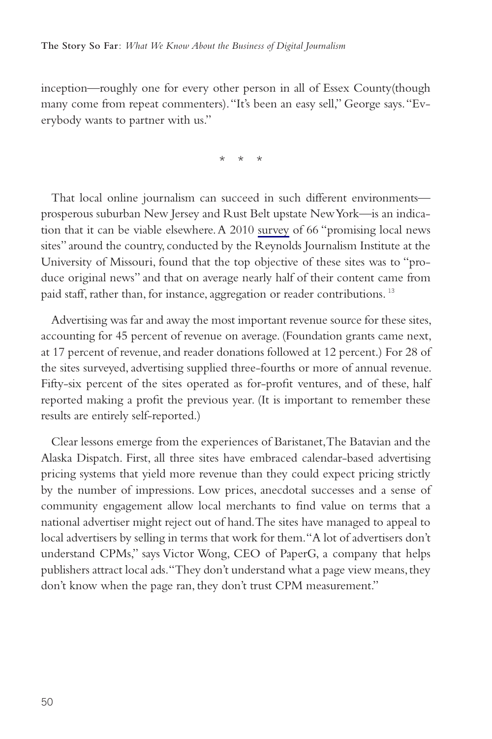inception—roughly one for every other person in all of Essex County(though many come from repeat commenters). "It's been an easy sell," George says. "Everybody wants to partner with us."

\* \* \*

That local online journalism can succeed in such different environments—prosperous suburban New Jersey and Rust Belt upstate New York—is an indication that it can be viable elsewhere. A 2010 survey of 66 "promising local news sites" around the country, conducted by the Reynolds Journalism Institute at the University of Missouri, found that the top objective of these sites was to "produce original news" and that on average nearly half of their content came from paid staff, rather than, for instance, aggregation or reader contributions. [13]

Advertising was far and away the most important revenue source for these sites, accounting for 45 percent of revenue on average. (Foundation grants came next, at 17 percent of revenue, and reader donations followed at 12 percent.) For 28 of the sites surveyed, advertising supplied three-fourths or more of annual revenue. Fifty-six percent of the sites operated as for-profit ventures, and of these, half reported making a profit the previous year. (It is important to remember these results are entirely self-reported.)

Clear lessons emerge from the experiences of Baristanet, The Batavian and the Alaska Dispatch. First, all three sites have embraced calendar-based advertising pricing systems that yield more revenue than they could expect pricing strictly by the number of impressions. Low prices, anecdotal successes and a sense of community engagement allow local merchants to find value on terms that a national advertiser might reject out of hand. The sites have managed to appeal to local advertisers by selling in terms that work for them. "A lot of advertisers don't understand CPMs," says Victor Wong, CEO of PaperG, a company that helps publishers attract local ads. "They don't understand what a page view means, they don't know when the page ran, they don't trust CPM measurement."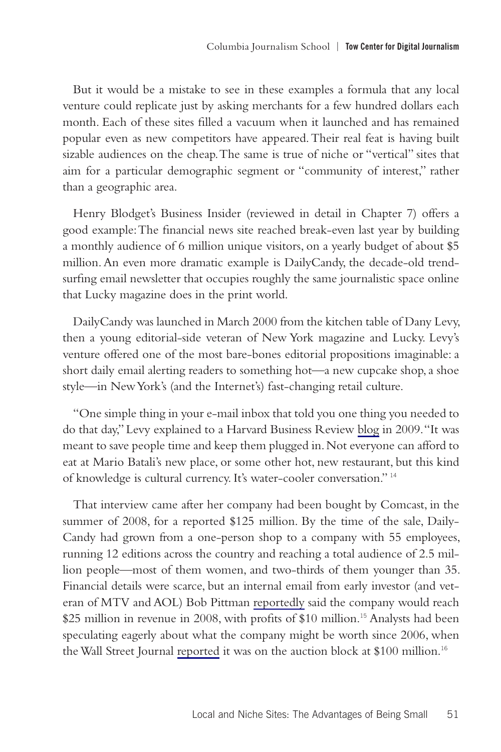But it would be a mistake to see in these examples a formula that any local venture could replicate just by asking merchants for a few hundred dollars each month. Each of these sites filled a vacuum when it launched and has remained popular even as new competitors have appeared. Their real feat is having built sizable audiences on the cheap. The same is true of niche or "vertical" sites that aim for a particular demographic segment or "community of interest," rather than a geographic area.

Henry Blodget's Business Insider (reviewed in detail in Chapter 7) offers a good example: The financial news site reached break-even last year by building a monthly audience of 6 million unique visitors, on a yearly budget of about $5 million. An even more dramatic example is DailyCandy, the decade-old trend-surfing email newsletter that occupies roughly the same journalistic space online that Lucky magazine does in the print world.

DailyCandy was launched in March 2000 from the kitchen table of Dany Levy, then a young editorial-side veteran of New York magazine and Lucky. Levy's venture offered one of the most bare-bones editorial propositions imaginable: a short daily email alerting readers to something hot—a new cupcake shop, a shoe style—in New York's (and the Internet's) fast-changing retail culture.

"One simple thing in your e-mail inbox that told you one thing you needed to do that day," Levy explained to a Harvard Business Review blog in 2009. "It was meant to save people time and keep them plugged in. Not everyone can afford to eat at Mario Batali's new place, or some other hot, new restaurant, but this kind of knowledge is cultural currency. It's water-cooler conversation." [14]

That interview came after her company had been bought by Comcast, in the summer of 2008, for a reported $125 million. By the time of the sale, DailyCandy had grown from a one-person shop to a company with 55 employees, running 12 editions across the country and reaching a total audience of 2.5 million people—most of them women, and two-thirds of them younger than 35. Financial details were scarce, but an internal email from early investor (and veteran of MTV and AOL) Bob Pittman reportedly said the company would reach $25 million in revenue in 2008, with profits of $10 million.[15] Analysts had been speculating eagerly about what the company might be worth since 2006, when the Wall Street Journal reported it was on the auction block at $100 million.[16]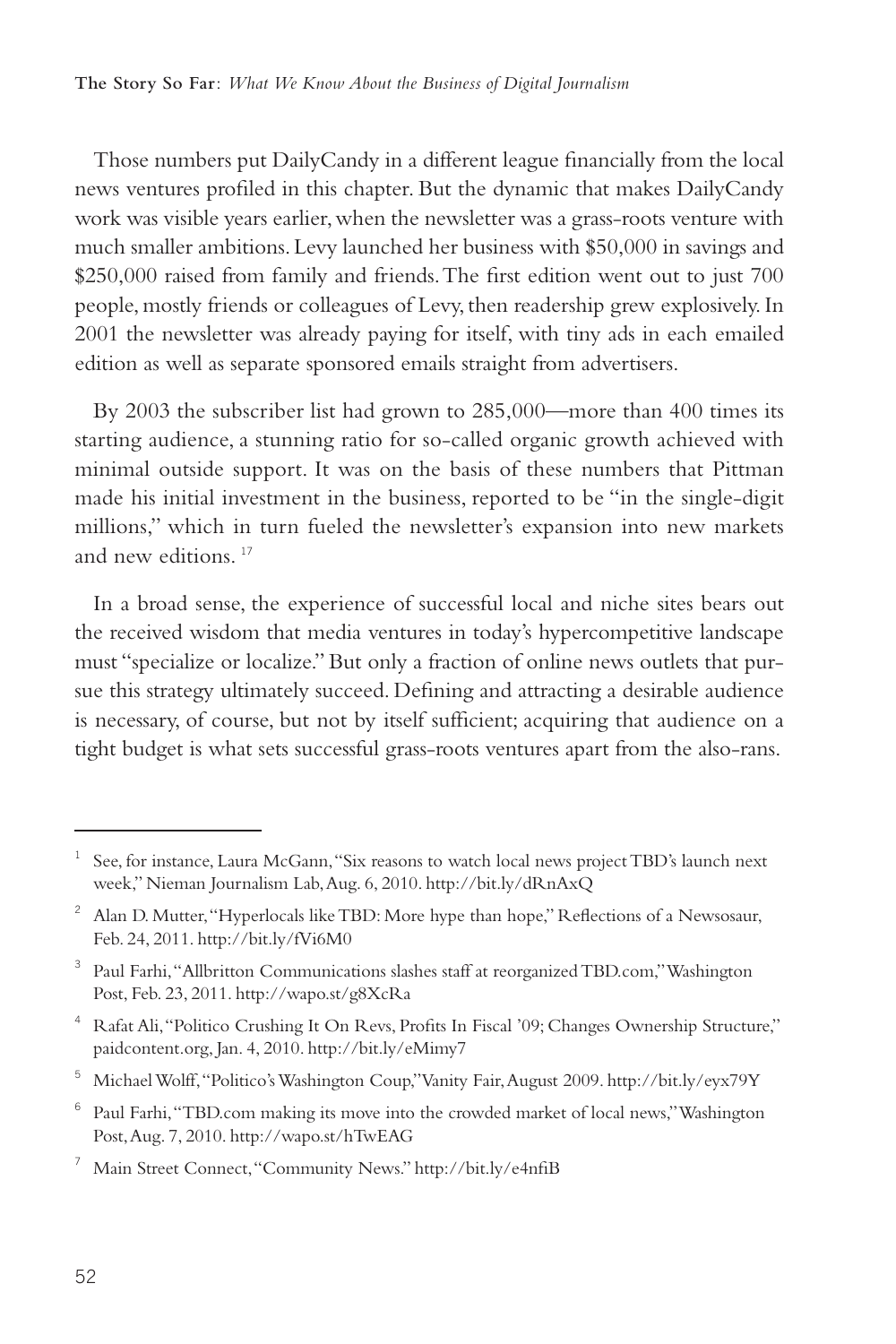Those numbers put DailyCandy in a different league financially from the local news ventures profiled in this chapter. But the dynamic that makes DailyCandy work was visible years earlier, when the newsletter was a grass-roots venture with much smaller ambitions. Levy launched her business with $50,000 in savings and $250,000 raised from family and friends. The first edition went out to just 700 people, mostly friends or colleagues of Levy, then readership grew explosively. In 2001 the newsletter was already paying for itself, with tiny ads in each emailed edition as well as separate sponsored emails straight from advertisers.

By 2003 the subscriber list had grown to 285,000—more than 400 times its starting audience, a stunning ratio for so-called organic growth achieved with minimal outside support. It was on the basis of these numbers that Pittman made his initial investment in the business, reported to be "in the single-digit millions," which in turn fueled the newsletter's expansion into new markets and new editions.[17]

In a broad sense, the experience of successful local and niche sites bears out the received wisdom that media ventures in today's hypercompetitive landscape must "specialize or localize." But only a fraction of online news outlets that pursue this strategy ultimately succeed. Defining and attracting a desirable audience is necessary, of course, but not by itself sufficient; acquiring that audience on a tight budget is what sets successful grass-roots ventures apart from the also-rans.

---

[1] See, for instance, Laura McGann, "Six reasons to watch local news project TBD's launch next week," Nieman Journalism Lab, Aug. 6, 2010. http://bit.ly/dRnAxQ

[2] Alan D. Mutter, "Hyperlocals like TBD: More hype than hope," Reflections of a Newsosaur, Feb. 24, 2011. http://bit.ly/fVi6M0

[3] Paul Farhi, "Allbritton Communications slashes staff at reorganized TBD.com," Washington Post, Feb. 23, 2011. http://wapo.st/g8XcRa

[4] Rafat Ali, "Politico Crushing It On Revs, Profits In Fiscal '09; Changes Ownership Structure," paidcontent.org, Jan. 4, 2010. http://bit.ly/eMimy7

[5] Michael Wolff, "Politico's Washington Coup," Vanity Fair, August 2009. http://bit.ly/eyx79Y

[6] Paul Farhi, "TBD.com making its move into the crowded market of local news," Washington Post, Aug. 7, 2010. http://wapo.st/hTwEAG

[7] Main Street Connect, "Community News." http://bit.ly/e4nfiB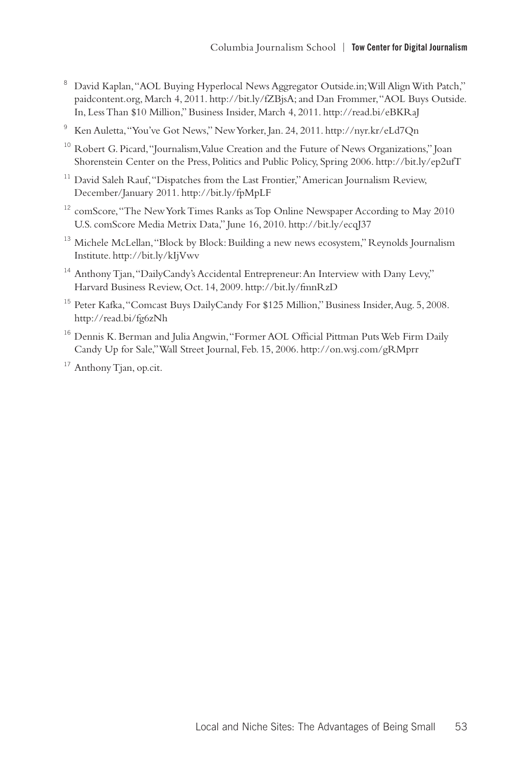[8] David Kaplan, "AOL Buying Hyperlocal News Aggregator Outside.in; Will Align With Patch," paidcontent.org, March 4, 2011. http://bit.ly/fZBjsA; and Dan Frommer, "AOL Buys Outside. In, Less Than $10 Million," Business Insider, March 4, 2011. http://read.bi/eBKRaJ

[9] Ken Auletta, "You've Got News," New Yorker, Jan. 24, 2011. http://nyr.kr/eLd7Qn

[10] Robert G. Picard, "Journalism, Value Creation and the Future of News Organizations," Joan Shorenstein Center on the Press, Politics and Public Policy, Spring 2006. http://bit.ly/ep2ufT

[11] David Saleh Rauf, "Dispatches from the Last Frontier," American Journalism Review, December/January 2011. http://bit.ly/fpMpLF

[12] comScore, "The New York Times Ranks as Top Online Newspaper According to May 2010 U.S. comScore Media Metrix Data," June 16, 2010. http://bit.ly/ecqJ37

[13] Michele McLellan, "Block by Block: Building a new news ecosystem," Reynolds Journalism Institute. http://bit.ly/kIjVwv

[14] Anthony Tjan, "DailyCandy's Accidental Entrepreneur: An Interview with Dany Levy," Harvard Business Review, Oct. 14, 2009. http://bit.ly/fmnRzD

[15] Peter Kafka, "Comcast Buys DailyCandy For $125 Million," Business Insider, Aug. 5, 2008. http://read.bi/fg6zNh

[16] Dennis K. Berman and Julia Angwin, "Former AOL Official Pittman Puts Web Firm Daily Candy Up for Sale," Wall Street Journal, Feb. 15, 2006. http://on.wsj.com/gRMprr

[17] Anthony Tjan, op.cit.